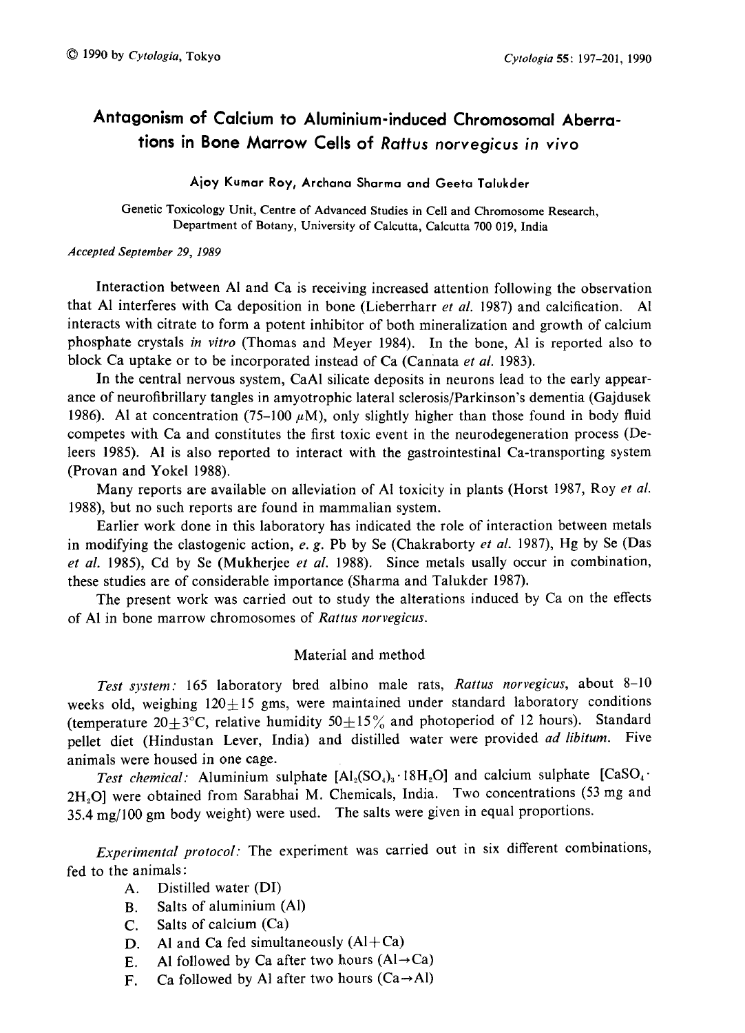# Antagonism of Calcium to Aluminium-induced Chromosomal Aberrations in Bone Marrow Cells of *Rattus norvegicus in vivo*

Ajoy Kumar Roy, Archana Sharma and Geeta Talukder

Genetic Toxicology Unit, Centre of Advanced Studies in Cell and Chromosome Research, Department of Botany, University of Calcutta, Calcutta 700 019, India

*Accepted September 29, 1989*

Interaction between Al and Ca is receiving increased attention following the observation that Al interferes with Ca deposition in bone (Lieberrharr *et al.* 1987) and calcification. Al interacts with citrate to form a potent inhibitor of both mineralization and growth of calcium phosphate crystals *in vitro* (Thomas and Meyer 1984). In the bone, Al is reported also to block Ca uptake or to be incorporated instead of Ca (Cannata *et al.* 1983).

In the central nervous system, CaAl silicate deposits in neurons lead to the early appearance of neurofibrillary tangles in amyotrophic lateral sclerosis/Parkinson's dementia (Gajdusek 1986). Al at concentration (75–100 $\mu$M), only slightly higher than those found in body fluid competes with Ca and constitutes the first toxic event in the neurodegeneration process (Deleers 1985). Al is also reported to interact with the gastrointestinal Ca-transporting system (Provan and Yokel 1988).

Many reports are available on alleviation of Al toxicity in plants (Horst 1987, Roy *et al.* 1988), but no such reports are found in mammalian system.

Earlier work done in this laboratory has indicated the role of interaction between metals in modifying the clastogenic action, *e. g.* Pb by Se (Chakraborty *et al.* 1987), Hg by Se (Das *et al.* 1985), Cd by Se (Mukherjee *et al.* 1988). Since metals usally occur in combination, these studies are of considerable importance (Sharma and Talukder 1987).

The present work was carried out to study the alterations induced by Ca on the effects of Al in bone marrow chromosomes of *Rattus norvegicus*.

## Material and method

*Test system:* 165 laboratory bred albino male rats, *Rattus norvegicus*, about 8–10 weeks old, weighing 120±15 gms, were maintained under standard laboratory conditions (temperature 20±3°C, relative humidity 50±15% and photoperiod of 12 hours). Standard pellet diet (Hindustan Lever, India) and distilled water were provided *ad libitum*. Five animals were housed in one cage.

*Test chemical:* Aluminium sulphate [$Al_2(SO_4)_3 \cdot 18H_2O$] and calcium sulphate [$CaSO_4 \cdot 2H_2O$] were obtained from Sarabhai M. Chemicals, India. Two concentrations (53 mg and 35.4 mg/100 gm body weight) were used. The salts were given in equal proportions.

*Experimental protocol:* The experiment was carried out in six different combinations, fed to the animals:

A. Distilled water (DI)
B. Salts of aluminium (Al)
C. Salts of calcium (Ca)
D. Al and Ca fed simultaneously (Al+Ca)
E. Al followed by Ca after two hours (Al→Ca)
F. Ca followed by Al after two hours (Ca→Al)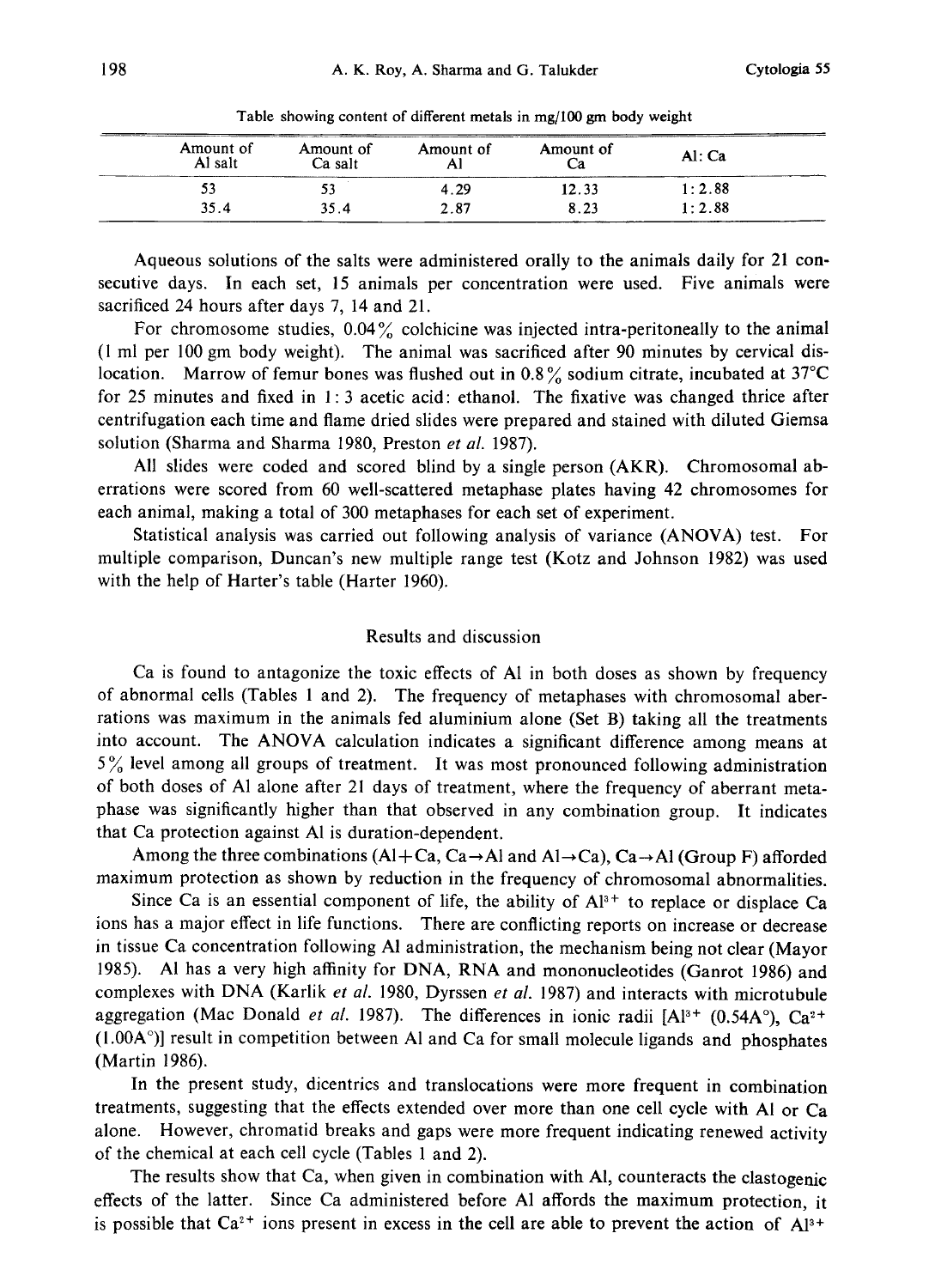Table showing content of different metals in mg/100 gm body weight

| Amount of Al salt | Amount of Ca salt | Amount of Al | Amount of Ca | Al: Ca |
|---|---|---|---|---|
| 53 | 53 | 4.29 | 12.33 | 1:2.88 |
| 35.4 | 35.4 | 2.87 | 8.23 | 1:2.88 |

Aqueous solutions of the salts were administered orally to the animals daily for 21 consecutive days. In each set, 15 animals per concentration were used. Five animals were sacrificed 24 hours after days 7, 14 and 21.

For chromosome studies, 0.04% colchicine was injected intra-peritoneally to the animal (1 ml per 100 gm body weight). The animal was sacrificed after 90 minutes by cervical dislocation. Marrow of femur bones was flushed out in 0.8% sodium citrate, incubated at 37°C for 25 minutes and fixed in 1:3 acetic acid: ethanol. The fixative was changed thrice after centrifugation each time and flame dried slides were prepared and stained with diluted Giemsa solution (Sharma and Sharma 1980, Preston *et al.* 1987).

All slides were coded and scored blind by a single person (AKR). Chromosomal aberrations were scored from 60 well-scattered metaphase plates having 42 chromosomes for each animal, making a total of 300 metaphases for each set of experiment.

Statistical analysis was carried out following analysis of variance (ANOVA) test. For multiple comparison, Duncan's new multiple range test (Kotz and Johnson 1982) was used with the help of Harter's table (Harter 1960).

## Results and discussion

Ca is found to antagonize the toxic effects of Al in both doses as shown by frequency of abnormal cells (Tables 1 and 2). The frequency of metaphases with chromosomal aberrations was maximum in the animals fed aluminium alone (Set B) taking all the treatments into account. The ANOVA calculation indicates a significant difference among means at 5% level among all groups of treatment. It was most pronounced following administration of both doses of Al alone after 21 days of treatment, where the frequency of aberrant metaphase was significantly higher than that observed in any combination group. It indicates that Ca protection against Al is duration-dependent.

Among the three combinations (Al+Ca, Ca→Al and Al→Ca), Ca→Al (Group F) afforded maximum protection as shown by reduction in the frequency of chromosomal abnormalities.

Since Ca is an essential component of life, the ability of $Al^{3+}$ to replace or displace Ca ions has a major effect in life functions. There are conflicting reports on increase or decrease in tissue Ca concentration following Al administration, the mechanism being not clear (Mayor 1985). Al has a very high affinity for DNA, RNA and mononucleotides (Ganrot 1986) and complexes with DNA (Karlik *et al.* 1980, Dyrssen *et al.* 1987) and interacts with microtubule aggregation (Mac Donald *et al.* 1987). The differences in ionic radii [$Al^{3+}$ (0.54A°), $Ca^{2+}$ (1.00A°)] result in competition between Al and Ca for small molecule ligands and phosphates (Martin 1986).

In the present study, dicentrics and translocations were more frequent in combination treatments, suggesting that the effects extended over more than one cell cycle with Al or Ca alone. However, chromatid breaks and gaps were more frequent indicating renewed activity of the chemical at each cell cycle (Tables 1 and 2).

The results show that Ca, when given in combination with Al, counteracts the clastogenic effects of the latter. Since Ca administered before Al affords the maximum protection, it is possible that $Ca^{2+}$ ions present in excess in the cell are able to prevent the action of $Al^{3+}$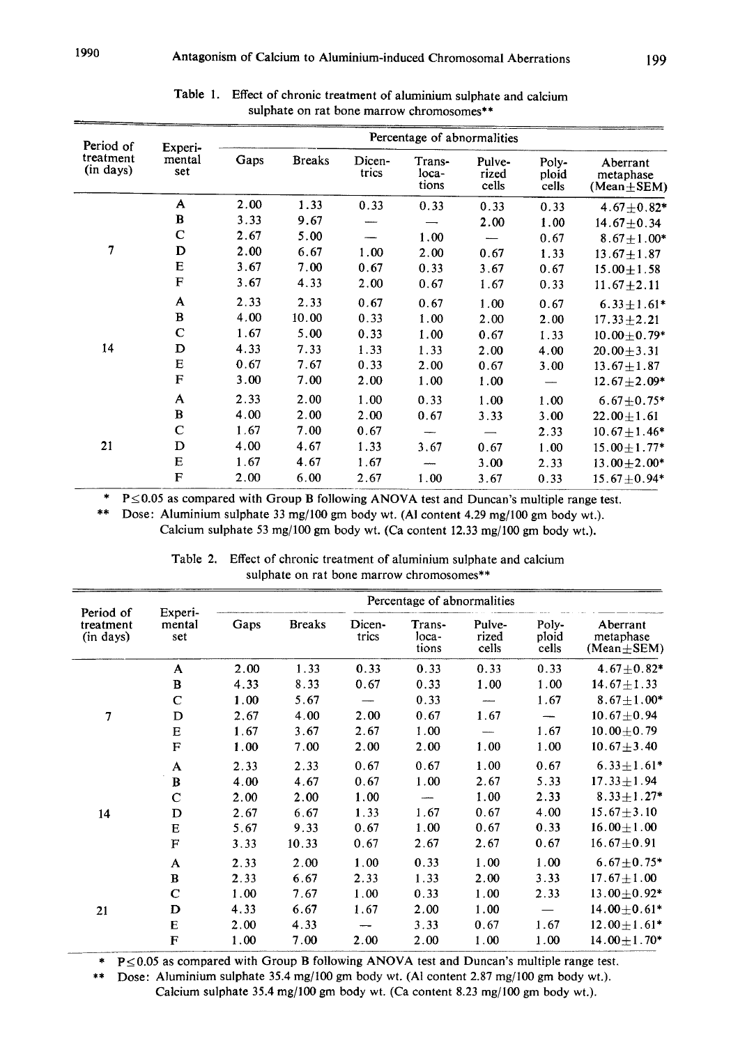Table 1. Effect of chronic treatment of aluminium sulphate and calcium sulphate on rat bone marrow chromosomes**

| Period of treatment (in days) | Experi-mental set | Percentage of abnormalities | | | | | | |
|---|---|---|---|---|---|---|---|---|
| | | Gaps | Breaks | Dicen-trics | Trans-loca-tions | Pulve-rized cells | Poly-ploid cells | Aberrant metaphase (Mean±SEM) |
| 7 | A | 2.00 | 1.33 | 0.33 | 0.33 | 0.33 | 0.33 | 4.67±0.82* |
| | B | 3.33 | 9.67 | — | — | 2.00 | 1.00 | 14.67±0.34 |
| | C | 2.67 | 5.00 | — | 1.00 | — | 0.67 | 8.67±1.00* |
| | D | 2.00 | 6.67 | 1.00 | 2.00 | 0.67 | 1.33 | 13.67±1.87 |
| | E | 3.67 | 7.00 | 0.67 | 0.33 | 3.67 | 0.67 | 15.00±1.58 |
| | F | 3.67 | 4.33 | 2.00 | 0.67 | 1.67 | 0.33 | 11.67±2.11 |
| 14 | A | 2.33 | 2.33 | 0.67 | 0.67 | 1.00 | 0.67 | 6.33±1.61* |
| | B | 4.00 | 10.00 | 0.33 | 1.00 | 2.00 | 2.00 | 17.33±2.21 |
| | C | 1.67 | 5.00 | 0.33 | 1.00 | 0.67 | 1.33 | 10.00±0.79* |
| | D | 4.33 | 7.33 | 1.33 | 1.33 | 2.00 | 4.00 | 20.00±3.31 |
| | E | 0.67 | 7.67 | 0.33 | 2.00 | 0.67 | 3.00 | 13.67±1.87 |
| | F | 3.00 | 7.00 | 2.00 | 1.00 | 1.00 | — | 12.67±2.09* |
| 21 | A | 2.33 | 2.00 | 1.00 | 0.33 | 1.00 | 1.00 | 6.67±0.75* |
| | B | 4.00 | 2.00 | 2.00 | 0.67 | 3.33 | 3.00 | 22.00±1.61 |
| | C | 1.67 | 7.00 | 0.67 | — | — | 2.33 | 10.67±1.46* |
| | D | 4.00 | 4.67 | 1.33 | 3.67 | 0.67 | 1.00 | 15.00±1.77* |
| | E | 1.67 | 4.67 | 1.67 | — | 3.00 | 2.33 | 13.00±2.00* |
| | F | 2.00 | 6.00 | 2.67 | 1.00 | 3.67 | 0.33 | 15.67±0.94* |

\* $P \leq 0.05$ as compared with Group B following ANOVA test and Duncan's multiple range test.

\*\* Dose: Aluminium sulphate 33 mg/100 gm body wt. (Al content 4.29 mg/100 gm body wt.). Calcium sulphate 53 mg/100 gm body wt. (Ca content 12.33 mg/100 gm body wt.).

Table 2. Effect of chronic treatment of aluminium sulphate and calcium sulphate on rat bone marrow chromosomes**

| Period of treatment (in days) | Experi-mental set | Percentage of abnormalities | | | | | | |
|---|---|---|---|---|---|---|---|---|
| | | Gaps | Breaks | Dicen-trics | Trans-loca-tions | Pulve-rized cells | Poly-ploid cells | Aberrant metaphase (Mean±SEM) |
| 7 | A | 2.00 | 1.33 | 0.33 | 0.33 | 0.33 | 0.33 | 4.67±0.82* |
| | B | 4.33 | 8.33 | 0.67 | 0.33 | 1.00 | 1.00 | 14.67±1.33 |
| | C | 1.00 | 5.67 | — | 0.33 | — | 1.67 | 8.67±1.00* |
| | D | 2.67 | 4.00 | 2.00 | 0.67 | 1.67 | — | 10.67±0.94 |
| | E | 1.67 | 3.67 | 2.67 | 1.00 | — | 1.67 | 10.00±0.79 |
| | F | 1.00 | 7.00 | 2.00 | 2.00 | 1.00 | 1.00 | 10.67±3.40 |
| 14 | A | 2.33 | 2.33 | 0.67 | 0.67 | 1.00 | 0.67 | 6.33±1.61* |
| | B | 4.00 | 4.67 | 0.67 | 1.00 | 2.67 | 5.33 | 17.33±1.94 |
| | C | 2.00 | 2.00 | 1.00 | — | 1.00 | 2.33 | 8.33±1.27* |
| | D | 2.67 | 6.67 | 1.33 | 1.67 | 0.67 | 4.00 | 15.67±3.10 |
| | E | 5.67 | 9.33 | 0.67 | 1.00 | 0.67 | 0.33 | 16.00±1.00 |
| | F | 3.33 | 10.33 | 0.67 | 2.67 | 2.67 | 0.67 | 16.67±0.91 |
| 21 | A | 2.33 | 2.00 | 1.00 | 0.33 | 1.00 | 1.00 | 6.67±0.75* |
| | B | 2.33 | 6.67 | 2.33 | 1.33 | 2.00 | 3.33 | 17.67±1.00 |
| | C | 1.00 | 7.67 | 1.00 | 0.33 | 1.00 | 2.33 | 13.00±0.92* |
| | D | 4.33 | 6.67 | 1.67 | 2.00 | 1.00 | — | 14.00±0.61* |
| | E | 2.00 | 4.33 | — | 3.33 | 0.67 | 1.67 | 12.00±1.61* |
| | F | 1.00 | 7.00 | 2.00 | 2.00 | 1.00 | 1.00 | 14.00±1.70* |

\* $P \leq 0.05$ as compared with Group B following ANOVA test and Duncan's multiple range test.

\*\* Dose: Aluminium sulphate 35.4 mg/100 gm body wt. (Al content 2.87 mg/100 gm body wt.). Calcium sulphate 35.4 mg/100 gm body wt. (Ca content 8.23 mg/100 gm body wt.).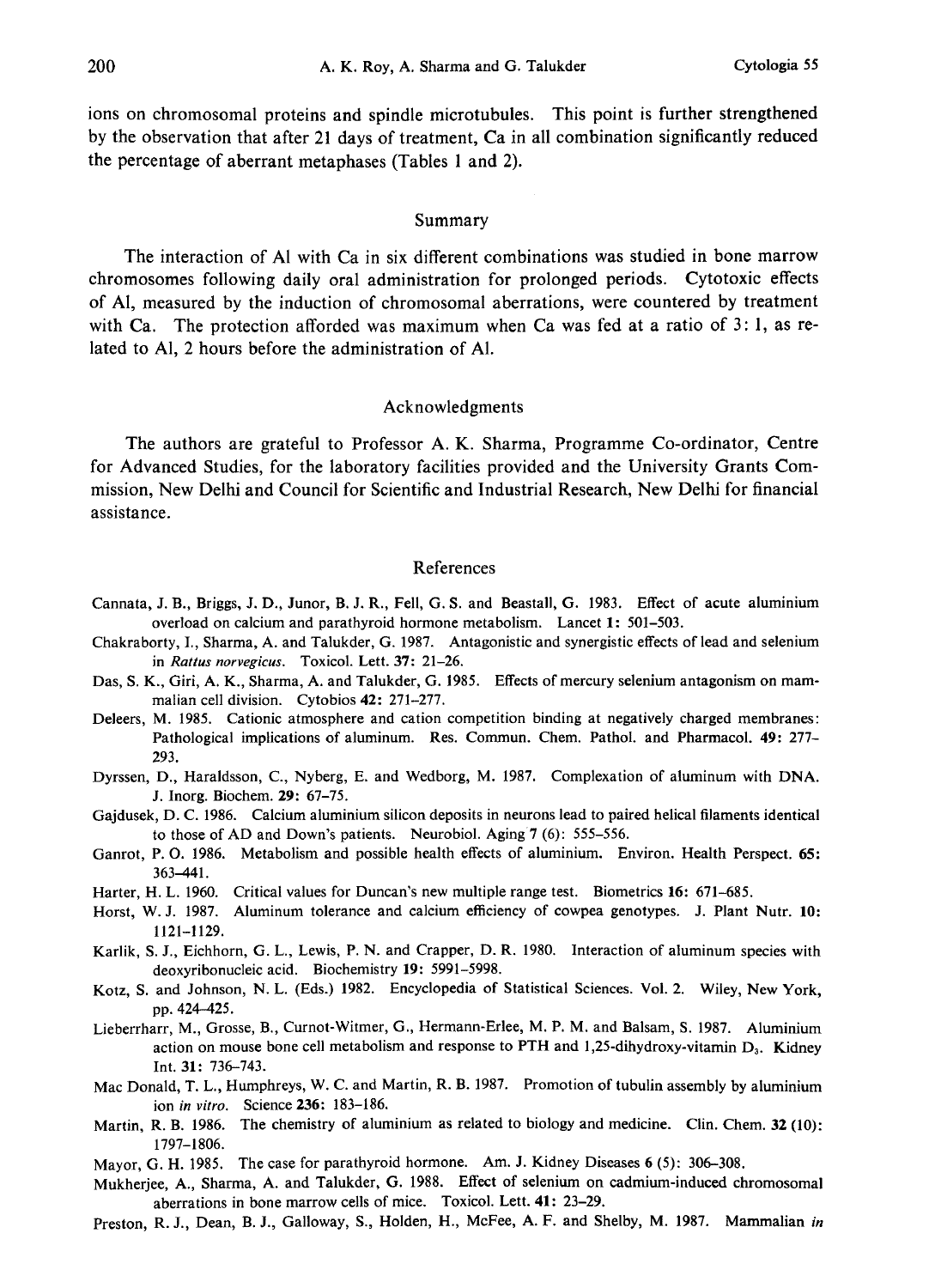ions on chromosomal proteins and spindle microtubules. This point is further strengthened by the observation that after 21 days of treatment, Ca in all combination significantly reduced the percentage of aberrant metaphases (Tables 1 and 2).

## Summary

The interaction of Al with Ca in six different combinations was studied in bone marrow chromosomes following daily oral administration for prolonged periods. Cytotoxic effects of Al, measured by the induction of chromosomal aberrations, were countered by treatment with Ca. The protection afforded was maximum when Ca was fed at a ratio of 3: 1, as related to Al, 2 hours before the administration of Al.

## Acknowledgments

The authors are grateful to Professor A. K. Sharma, Programme Co-ordinator, Centre for Advanced Studies, for the laboratory facilities provided and the University Grants Commission, New Delhi and Council for Scientific and Industrial Research, New Delhi for financial assistance.

## References

Cannata, J. B., Briggs, J. D., Junor, B. J. R., Fell, G. S. and Beastall, G. 1983. Effect of acute aluminium overload on calcium and parathyroid hormone metabolism. Lancet **1**: 501–503.

Chakraborty, I., Sharma, A. and Talukder, G. 1987. Antagonistic and synergistic effects of lead and selenium in *Rattus norvegicus*. Toxicol. Lett. **37**: 21–26.

Das, S. K., Giri, A. K., Sharma, A. and Talukder, G. 1985. Effects of mercury selenium antagonism on mammalian cell division. Cytobios **42**: 271–277.

Deleers, M. 1985. Cationic atmosphere and cation competition binding at negatively charged membranes: Pathological implications of aluminum. Res. Commun. Chem. Pathol. and Pharmacol. **49**: 277–293.

Dyrssen, D., Haraldsson, C., Nyberg, E. and Wedborg, M. 1987. Complexation of aluminum with DNA. J. Inorg. Biochem. **29**: 67–75.

Gajdusek, D. C. 1986. Calcium aluminium silicon deposits in neurons lead to paired helical filaments identical to those of AD and Down's patients. Neurobiol. Aging **7** (6): 555–556.

Ganrot, P. O. 1986. Metabolism and possible health effects of aluminium. Environ. Health Perspect. **65**: 363–441.

Harter, H. L. 1960. Critical values for Duncan's new multiple range test. Biometrics **16**: 671–685.

Horst, W. J. 1987. Aluminum tolerance and calcium efficiency of cowpea genotypes. J. Plant Nutr. **10**: 1121–1129.

Karlik, S. J., Eichhorn, G. L., Lewis, P. N. and Crapper, D. R. 1980. Interaction of aluminum species with deoxyribonucleic acid. Biochemistry **19**: 5991–5998.

Kotz, S. and Johnson, N. L. (Eds.) 1982. Encyclopedia of Statistical Sciences. Vol. 2. Wiley, New York, pp. 424–425.

Lieberrharr, M., Grosse, B., Curnot-Witmer, G., Hermann-Erlee, M. P. M. and Balsam, S. 1987. Aluminium action on mouse bone cell metabolism and response to PTH and 1,25-dihydroxy-vitamin $D_3$. Kidney Int. **31**: 736–743.

Mac Donald, T. L., Humphreys, W. C. and Martin, R. B. 1987. Promotion of tubulin assembly by aluminium ion *in vitro*. Science **236**: 183–186.

Martin, R. B. 1986. The chemistry of aluminium as related to biology and medicine. Clin. Chem. **32** (10): 1797–1806.

Mayor, G. H. 1985. The case for parathyroid hormone. Am. J. Kidney Diseases **6** (5): 306–308.

Mukherjee, A., Sharma, A. and Talukder, G. 1988. Effect of selenium on cadmium-induced chromosomal aberrations in bone marrow cells of mice. Toxicol. Lett. **41**: 23–29.

Preston, R. J., Dean, B. J., Galloway, S., Holden, H., McFee, A. F. and Shelby, M. 1987. Mammalian *in*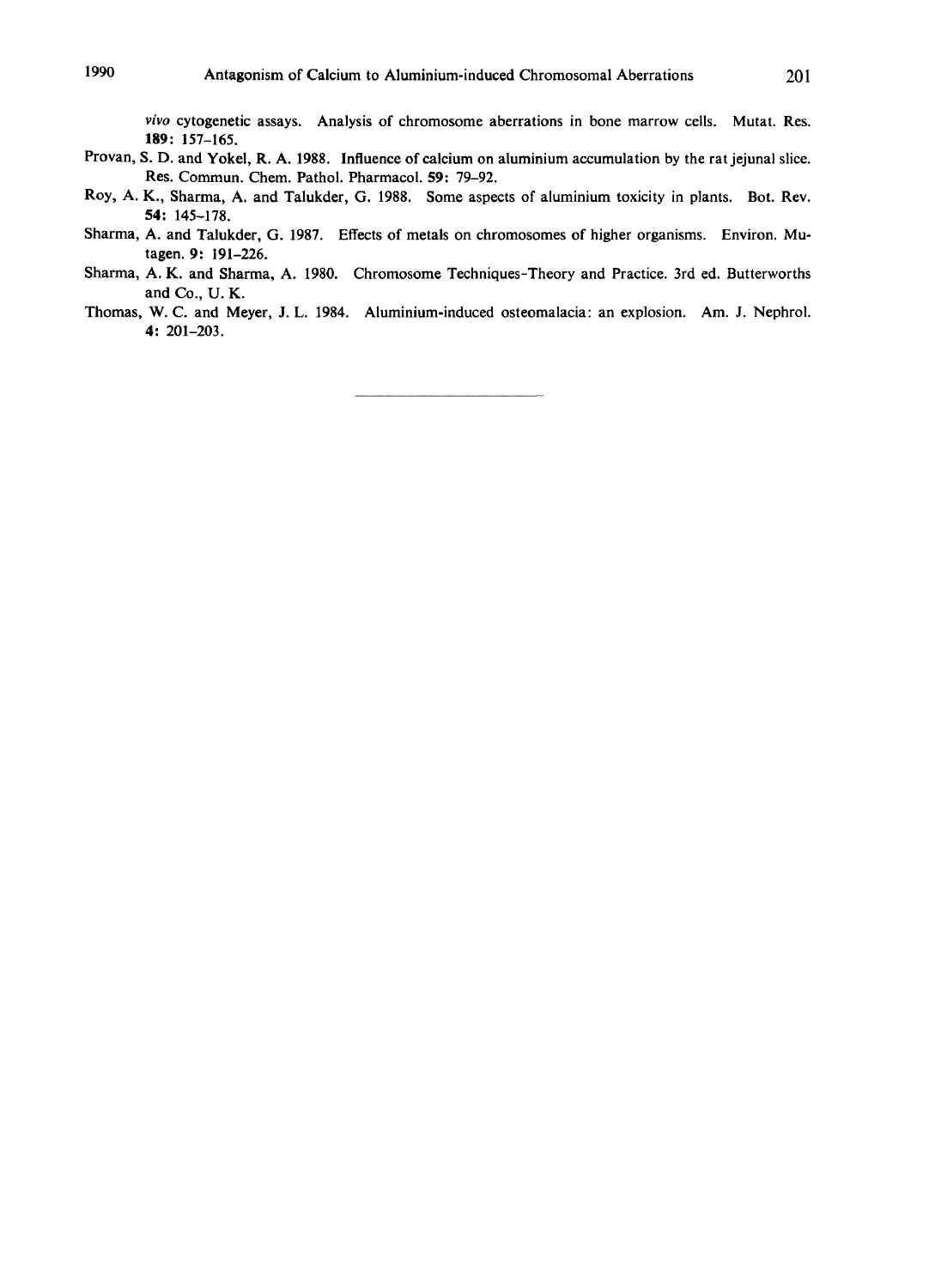*vivo* cytogenetic assays. Analysis of chromosome aberrations in bone marrow cells. Mutat. Res. **189**: 157–165.

Provan, S. D. and Yokel, R. A. 1988. Influence of calcium on aluminium accumulation by the rat jejunal slice. Res. Commun. Chem. Pathol. Pharmacol. **59**: 79–92.

Roy, A. K., Sharma, A. and Talukder, G. 1988. Some aspects of aluminium toxicity in plants. Bot. Rev. **54**: 145–178.

Sharma, A. and Talukder, G. 1987. Effects of metals on chromosomes of higher organisms. Environ. Mutagen. **9**: 191–226.

Sharma, A. K. and Sharma, A. 1980. Chromosome Techniques-Theory and Practice. 3rd ed. Butterworths and Co., U. K.

Thomas, W. C. and Meyer, J. L. 1984. Aluminium-induced osteomalacia: an explosion. Am. J. Nephrol. **4**: 201–203.